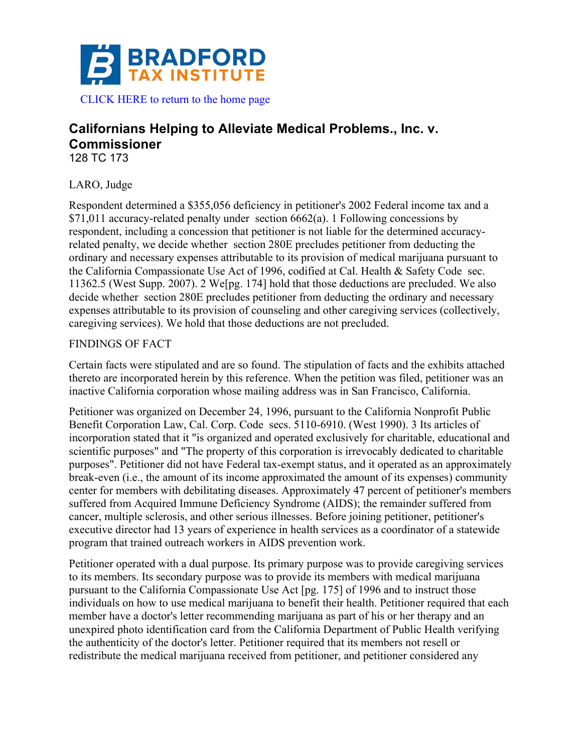BRADFORD TAX INSTITUTE

CLICK HERE to return to the home page

# Californians Helping to Alleviate Medical Problems., Inc. v. Commissioner

128 TC 173

LARO, Judge

Respondent determined a $355,056 deficiency in petitioner's 2002 Federal income tax and a $71,011 accuracy-related penalty under section 6662(a). 1 Following concessions by respondent, including a concession that petitioner is not liable for the determined accuracy-related penalty, we decide whether section 280E precludes petitioner from deducting the ordinary and necessary expenses attributable to its provision of medical marijuana pursuant to the California Compassionate Use Act of 1996, codified at Cal. Health & Safety Code sec. 11362.5 (West Supp. 2007). 2 We[pg. 174] hold that those deductions are precluded. We also decide whether section 280E precludes petitioner from deducting the ordinary and necessary expenses attributable to its provision of counseling and other caregiving services (collectively, caregiving services). We hold that those deductions are not precluded.

FINDINGS OF FACT

Certain facts were stipulated and are so found. The stipulation of facts and the exhibits attached thereto are incorporated herein by this reference. When the petition was filed, petitioner was an inactive California corporation whose mailing address was in San Francisco, California.

Petitioner was organized on December 24, 1996, pursuant to the California Nonprofit Public Benefit Corporation Law, Cal. Corp. Code secs. 5110-6910. (West 1990). 3 Its articles of incorporation stated that it "is organized and operated exclusively for charitable, educational and scientific purposes" and "The property of this corporation is irrevocably dedicated to charitable purposes". Petitioner did not have Federal tax-exempt status, and it operated as an approximately break-even (i.e., the amount of its income approximated the amount of its expenses) community center for members with debilitating diseases. Approximately 47 percent of petitioner's members suffered from Acquired Immune Deficiency Syndrome (AIDS); the remainder suffered from cancer, multiple sclerosis, and other serious illnesses. Before joining petitioner, petitioner's executive director had 13 years of experience in health services as a coordinator of a statewide program that trained outreach workers in AIDS prevention work.

Petitioner operated with a dual purpose. Its primary purpose was to provide caregiving services to its members. Its secondary purpose was to provide its members with medical marijuana pursuant to the California Compassionate Use Act [pg. 175] of 1996 and to instruct those individuals on how to use medical marijuana to benefit their health. Petitioner required that each member have a doctor's letter recommending marijuana as part of his or her therapy and an unexpired photo identification card from the California Department of Public Health verifying the authenticity of the doctor's letter. Petitioner required that its members not resell or redistribute the medical marijuana received from petitioner, and petitioner considered any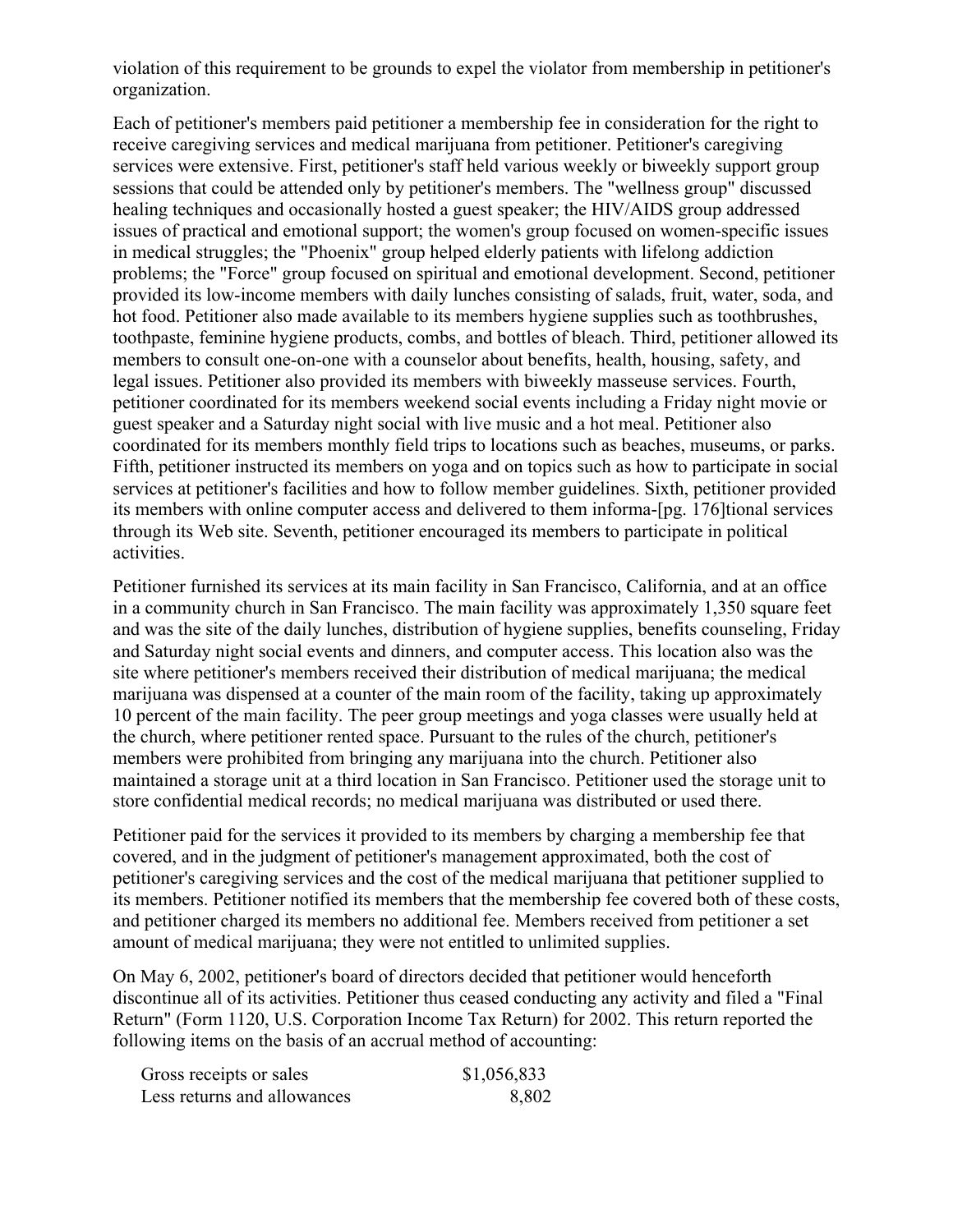violation of this requirement to be grounds to expel the violator from membership in petitioner's organization.

Each of petitioner's members paid petitioner a membership fee in consideration for the right to receive caregiving services and medical marijuana from petitioner. Petitioner's caregiving services were extensive. First, petitioner's staff held various weekly or biweekly support group sessions that could be attended only by petitioner's members. The "wellness group" discussed healing techniques and occasionally hosted a guest speaker; the HIV/AIDS group addressed issues of practical and emotional support; the women's group focused on women-specific issues in medical struggles; the "Phoenix" group helped elderly patients with lifelong addiction problems; the "Force" group focused on spiritual and emotional development. Second, petitioner provided its low-income members with daily lunches consisting of salads, fruit, water, soda, and hot food. Petitioner also made available to its members hygiene supplies such as toothbrushes, toothpaste, feminine hygiene products, combs, and bottles of bleach. Third, petitioner allowed its members to consult one-on-one with a counselor about benefits, health, housing, safety, and legal issues. Petitioner also provided its members with biweekly masseuse services. Fourth, petitioner coordinated for its members weekend social events including a Friday night movie or guest speaker and a Saturday night social with live music and a hot meal. Petitioner also coordinated for its members monthly field trips to locations such as beaches, museums, or parks. Fifth, petitioner instructed its members on yoga and on topics such as how to participate in social services at petitioner's facilities and how to follow member guidelines. Sixth, petitioner provided its members with online computer access and delivered to them informa-[pg. 176]tional services through its Web site. Seventh, petitioner encouraged its members to participate in political activities.

Petitioner furnished its services at its main facility in San Francisco, California, and at an office in a community church in San Francisco. The main facility was approximately 1,350 square feet and was the site of the daily lunches, distribution of hygiene supplies, benefits counseling, Friday and Saturday night social events and dinners, and computer access. This location also was the site where petitioner's members received their distribution of medical marijuana; the medical marijuana was dispensed at a counter of the main room of the facility, taking up approximately 10 percent of the main facility. The peer group meetings and yoga classes were usually held at the church, where petitioner rented space. Pursuant to the rules of the church, petitioner's members were prohibited from bringing any marijuana into the church. Petitioner also maintained a storage unit at a third location in San Francisco. Petitioner used the storage unit to store confidential medical records; no medical marijuana was distributed or used there.

Petitioner paid for the services it provided to its members by charging a membership fee that covered, and in the judgment of petitioner's management approximated, both the cost of petitioner's caregiving services and the cost of the medical marijuana that petitioner supplied to its members. Petitioner notified its members that the membership fee covered both of these costs, and petitioner charged its members no additional fee. Members received from petitioner a set amount of medical marijuana; they were not entitled to unlimited supplies.

On May 6, 2002, petitioner's board of directors decided that petitioner would henceforth discontinue all of its activities. Petitioner thus ceased conducting any activity and filed a "Final Return" (Form 1120, U.S. Corporation Income Tax Return) for 2002. This return reported the following items on the basis of an accrual method of accounting:

| | |
|---|---|
| Gross receipts or sales | \$1,056,833 |
| Less returns and allowances | 8,802 |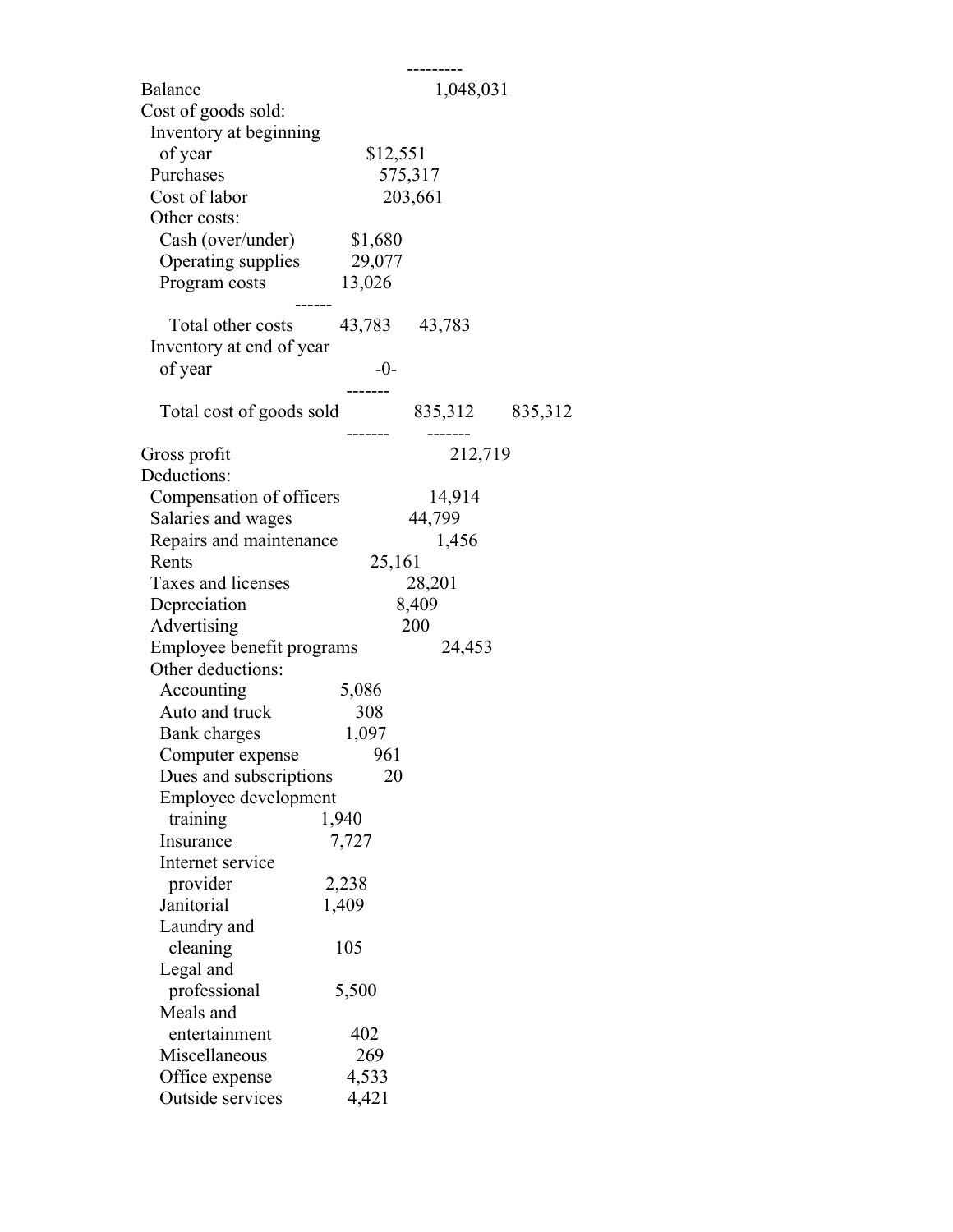| | | | |
|---|---|---|---|
| Balance | | 1,048,031 | |
| Cost of goods sold: | | | |
| Inventory at beginning of year | $12,551 | | |
| Purchases | 575,317 | | |
| Cost of labor | 203,661 | | |
| Other costs: | | | |
| Cash (over/under) | $1,680 | | |
| Operating supplies | 29,077 | | |
| Program costs | 13,026 | | |
| Total other costs | 43,783 | 43,783 | |
| Inventory at end of year of year | -0- | | |
| Total cost of goods sold | | 835,312 | 835,312 |
| Gross profit | | 212,719 | |
| Deductions: | | | |
| Compensation of officers | | 14,914 | |
| Salaries and wages | | 44,799 | |
| Repairs and maintenance | | 1,456 | |
| Rents | | 25,161 | |
| Taxes and licenses | | 28,201 | |
| Depreciation | | 8,409 | |
| Advertising | | 200 | |
| Employee benefit programs | | 24,453 | |
| Other deductions: | | | |
| Accounting | 5,086 | | |
| Auto and truck | 308 | | |
| Bank charges | 1,097 | | |
| Computer expense | 961 | | |
| Dues and subscriptions | 20 | | |
| Employee development training | 1,940 | | |
| Insurance | 7,727 | | |
| Internet service provider | 2,238 | | |
| Janitorial | 1,409 | | |
| Laundry and cleaning | 105 | | |
| Legal and professional | 5,500 | | |
| Meals and entertainment | 402 | | |
| Miscellaneous | 269 | | |
| Office expense | 4,533 | | |
| Outside services | 4,421 | | |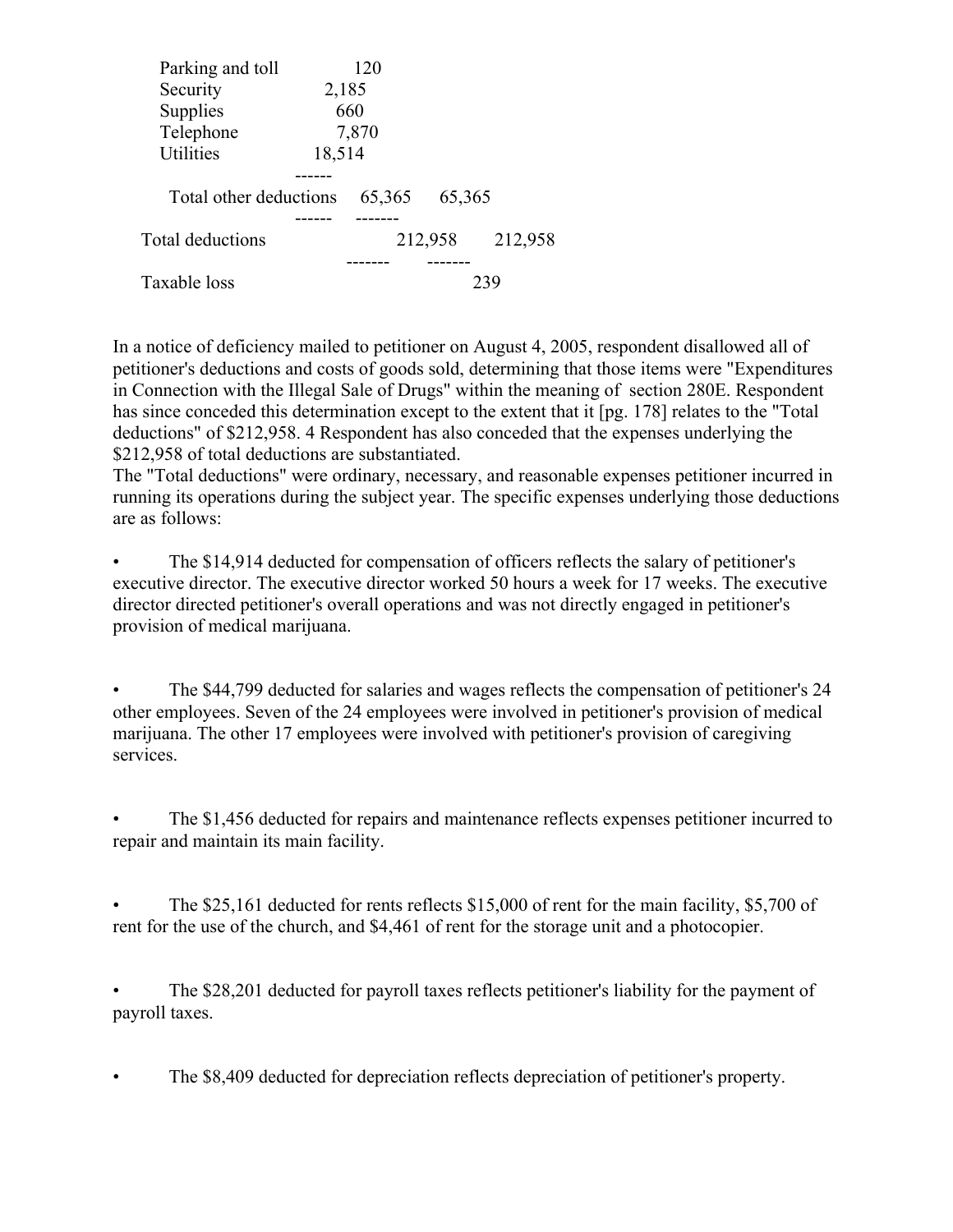| | | | |
|---|---|---|---|
| Parking and toll | 120 | | |
| Security | 2,185 | | |
| Supplies | 660 | | |
| Telephone | 7,870 | | |
| Utilities | 18,514 | | |
| | ------ | | |
| Total other deductions | 65,365 | 65,365 | |
| | ------ | ------- | |
| Total deductions | | 212,958 | 212,958 |
| | | ------- | ------- |
| Taxable loss | | | 239 |

In a notice of deficiency mailed to petitioner on August 4, 2005, respondent disallowed all of petitioner's deductions and costs of goods sold, determining that those items were "Expenditures in Connection with the Illegal Sale of Drugs" within the meaning of section 280E. Respondent has since conceded this determination except to the extent that it [pg. 178] relates to the "Total deductions" of $212,958. 4 Respondent has also conceded that the expenses underlying the $212,958 of total deductions are substantiated.

The "Total deductions" were ordinary, necessary, and reasonable expenses petitioner incurred in running its operations during the subject year. The specific expenses underlying those deductions are as follows:

- The $14,914 deducted for compensation of officers reflects the salary of petitioner's executive director. The executive director worked 50 hours a week for 17 weeks. The executive director directed petitioner's overall operations and was not directly engaged in petitioner's provision of medical marijuana.

- The $44,799 deducted for salaries and wages reflects the compensation of petitioner's 24 other employees. Seven of the 24 employees were involved in petitioner's provision of medical marijuana. The other 17 employees were involved with petitioner's provision of caregiving services.

- The $1,456 deducted for repairs and maintenance reflects expenses petitioner incurred to repair and maintain its main facility.

- The $25,161 deducted for rents reflects $15,000 of rent for the main facility, $5,700 of rent for the use of the church, and $4,461 of rent for the storage unit and a photocopier.

- The $28,201 deducted for payroll taxes reflects petitioner's liability for the payment of payroll taxes.

- The $8,409 deducted for depreciation reflects depreciation of petitioner's property.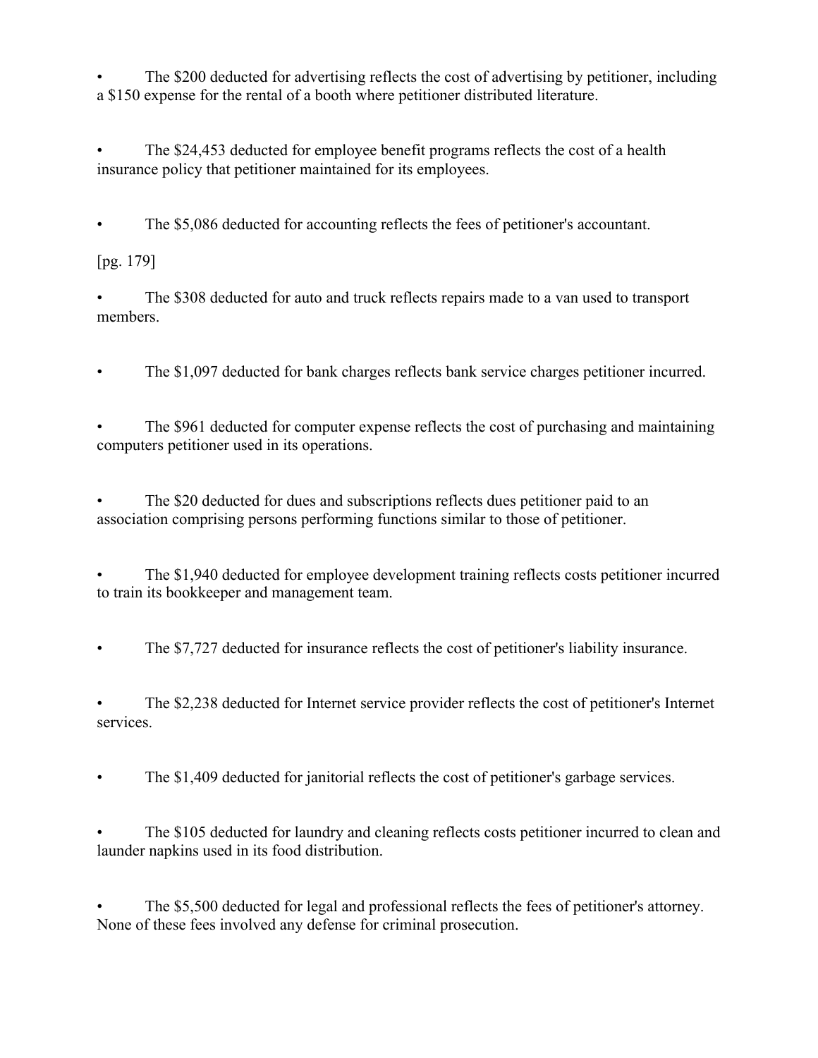- The $200 deducted for advertising reflects the cost of advertising by petitioner, including a $150 expense for the rental of a booth where petitioner distributed literature.

- The $24,453 deducted for employee benefit programs reflects the cost of a health insurance policy that petitioner maintained for its employees.

- The $5,086 deducted for accounting reflects the fees of petitioner's accountant.

[pg. 179]

- The $308 deducted for auto and truck reflects repairs made to a van used to transport members.

- The $1,097 deducted for bank charges reflects bank service charges petitioner incurred.

- The $961 deducted for computer expense reflects the cost of purchasing and maintaining computers petitioner used in its operations.

- The $20 deducted for dues and subscriptions reflects dues petitioner paid to an association comprising persons performing functions similar to those of petitioner.

- The $1,940 deducted for employee development training reflects costs petitioner incurred to train its bookkeeper and management team.

- The $7,727 deducted for insurance reflects the cost of petitioner's liability insurance.

- The $2,238 deducted for Internet service provider reflects the cost of petitioner's Internet services.

- The $1,409 deducted for janitorial reflects the cost of petitioner's garbage services.

- The $105 deducted for laundry and cleaning reflects costs petitioner incurred to clean and launder napkins used in its food distribution.

- The $5,500 deducted for legal and professional reflects the fees of petitioner's attorney. None of these fees involved any defense for criminal prosecution.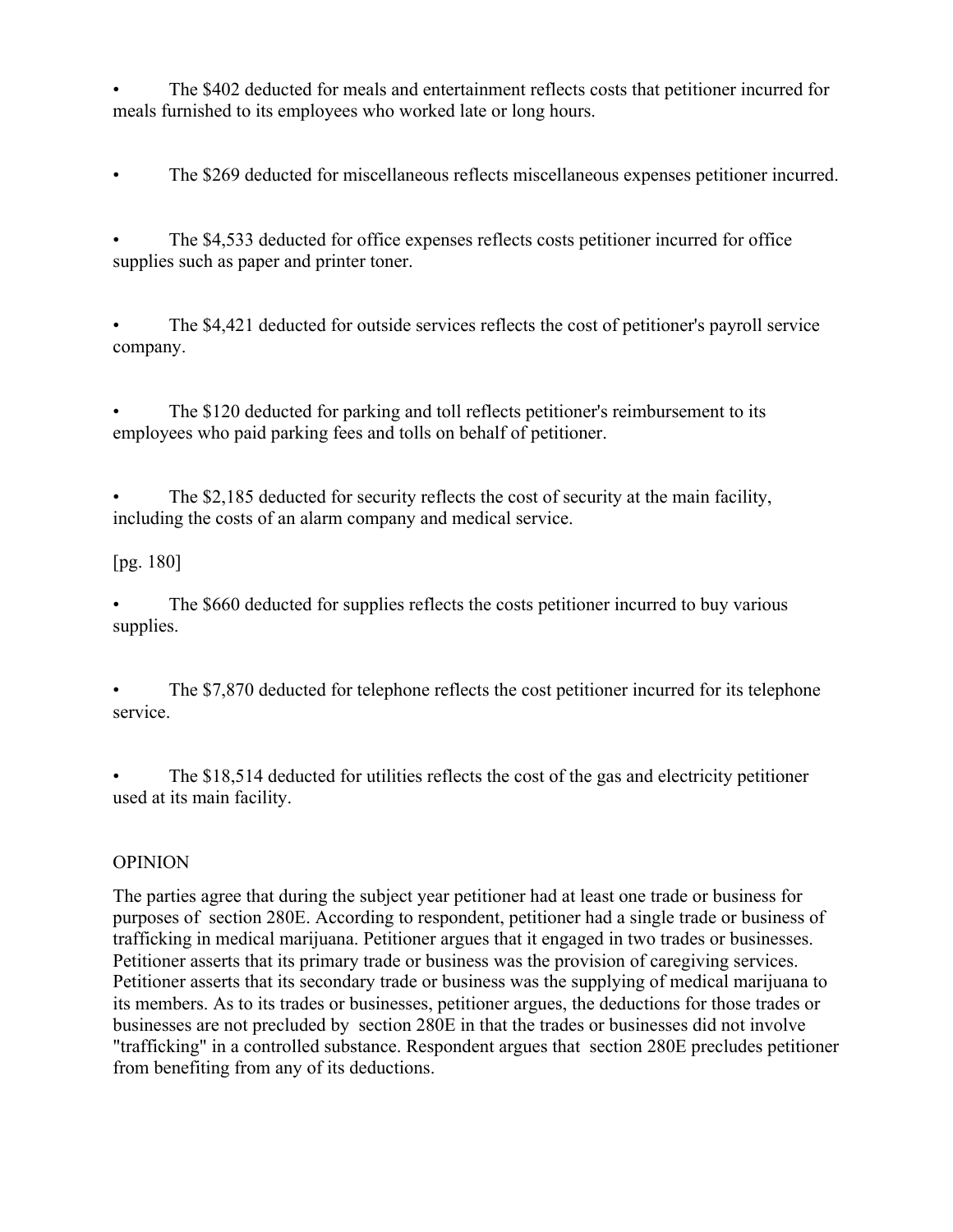- The $402 deducted for meals and entertainment reflects costs that petitioner incurred for meals furnished to its employees who worked late or long hours.

- The $269 deducted for miscellaneous reflects miscellaneous expenses petitioner incurred.

- The $4,533 deducted for office expenses reflects costs petitioner incurred for office supplies such as paper and printer toner.

- The $4,421 deducted for outside services reflects the cost of petitioner's payroll service company.

- The $120 deducted for parking and toll reflects petitioner's reimbursement to its employees who paid parking fees and tolls on behalf of petitioner.

- The $2,185 deducted for security reflects the cost of security at the main facility, including the costs of an alarm company and medical service.

[pg. 180]

- The $660 deducted for supplies reflects the costs petitioner incurred to buy various supplies.

- The $7,870 deducted for telephone reflects the cost petitioner incurred for its telephone service.

- The $18,514 deducted for utilities reflects the cost of the gas and electricity petitioner used at its main facility.

## OPINION

The parties agree that during the subject year petitioner had at least one trade or business for purposes of section 280E. According to respondent, petitioner had a single trade or business of trafficking in medical marijuana. Petitioner argues that it engaged in two trades or businesses. Petitioner asserts that its primary trade or business was the provision of caregiving services. Petitioner asserts that its secondary trade or business was the supplying of medical marijuana to its members. As to its trades or businesses, petitioner argues, the deductions for those trades or businesses are not precluded by section 280E in that the trades or businesses did not involve "trafficking" in a controlled substance. Respondent argues that section 280E precludes petitioner from benefiting from any of its deductions.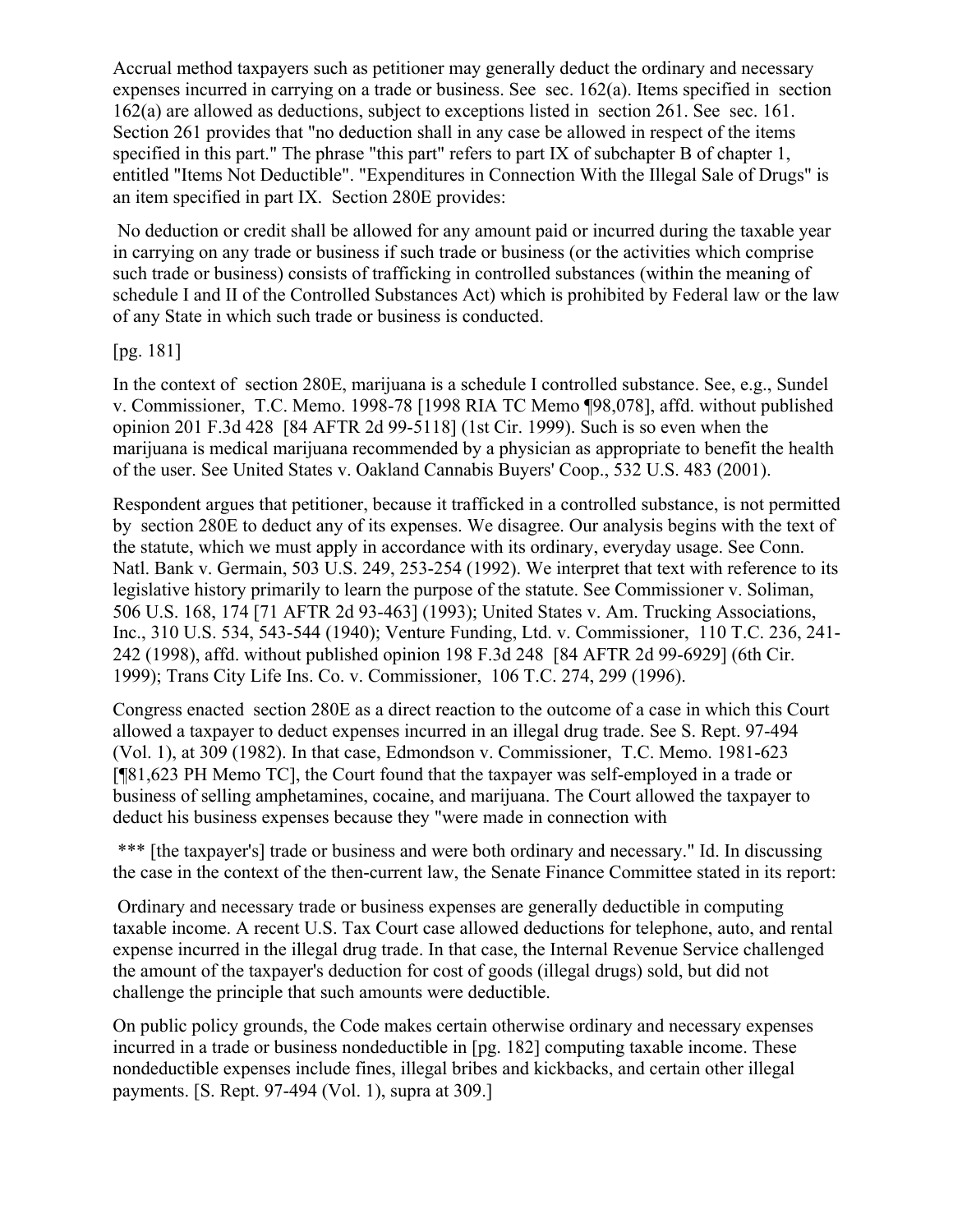Accrual method taxpayers such as petitioner may generally deduct the ordinary and necessary expenses incurred in carrying on a trade or business. See sec. 162(a). Items specified in section 162(a) are allowed as deductions, subject to exceptions listed in section 261. See sec. 161. Section 261 provides that "no deduction shall in any case be allowed in respect of the items specified in this part." The phrase "this part" refers to part IX of subchapter B of chapter 1, entitled "Items Not Deductible". "Expenditures in Connection With the Illegal Sale of Drugs" is an item specified in part IX. Section 280E provides:

> No deduction or credit shall be allowed for any amount paid or incurred during the taxable year in carrying on any trade or business if such trade or business (or the activities which comprise such trade or business) consists of trafficking in controlled substances (within the meaning of schedule I and II of the Controlled Substances Act) which is prohibited by Federal law or the law of any State in which such trade or business is conducted.

[pg. 181]

In the context of section 280E, marijuana is a schedule I controlled substance. See, e.g., Sundel v. Commissioner, T.C. Memo. 1998-78 [1998 RIA TC Memo ¶98,078], affd. without published opinion 201 F.3d 428 [84 AFTR 2d 99-5118] (1st Cir. 1999). Such is so even when the marijuana is medical marijuana recommended by a physician as appropriate to benefit the health of the user. See United States v. Oakland Cannabis Buyers' Coop., 532 U.S. 483 (2001).

Respondent argues that petitioner, because it trafficked in a controlled substance, is not permitted by section 280E to deduct any of its expenses. We disagree. Our analysis begins with the text of the statute, which we must apply in accordance with its ordinary, everyday usage. See Conn. Natl. Bank v. Germain, 503 U.S. 249, 253-254 (1992). We interpret that text with reference to its legislative history primarily to learn the purpose of the statute. See Commissioner v. Soliman, 506 U.S. 168, 174 [71 AFTR 2d 93-463] (1993); United States v. Am. Trucking Associations, Inc., 310 U.S. 534, 543-544 (1940); Venture Funding, Ltd. v. Commissioner, 110 T.C. 236, 241-242 (1998), affd. without published opinion 198 F.3d 248 [84 AFTR 2d 99-6929] (6th Cir. 1999); Trans City Life Ins. Co. v. Commissioner, 106 T.C. 274, 299 (1996).

Congress enacted section 280E as a direct reaction to the outcome of a case in which this Court allowed a taxpayer to deduct expenses incurred in an illegal drug trade. See S. Rept. 97-494 (Vol. 1), at 309 (1982). In that case, Edmondson v. Commissioner, T.C. Memo. 1981-623 [¶81,623 PH Memo TC], the Court found that the taxpayer was self-employed in a trade or business of selling amphetamines, cocaine, and marijuana. The Court allowed the taxpayer to deduct his business expenses because they "were made in connection with

*** [the taxpayer's] trade or business and were both ordinary and necessary." Id. In discussing the case in the context of the then-current law, the Senate Finance Committee stated in its report:

> Ordinary and necessary trade or business expenses are generally deductible in computing taxable income. A recent U.S. Tax Court case allowed deductions for telephone, auto, and rental expense incurred in the illegal drug trade. In that case, the Internal Revenue Service challenged the amount of the taxpayer's deduction for cost of goods (illegal drugs) sold, but did not challenge the principle that such amounts were deductible.
>
> On public policy grounds, the Code makes certain otherwise ordinary and necessary expenses incurred in a trade or business nondeductible in [pg. 182] computing taxable income. These nondeductible expenses include fines, illegal bribes and kickbacks, and certain other illegal payments. [S. Rept. 97-494 (Vol. 1), supra at 309.]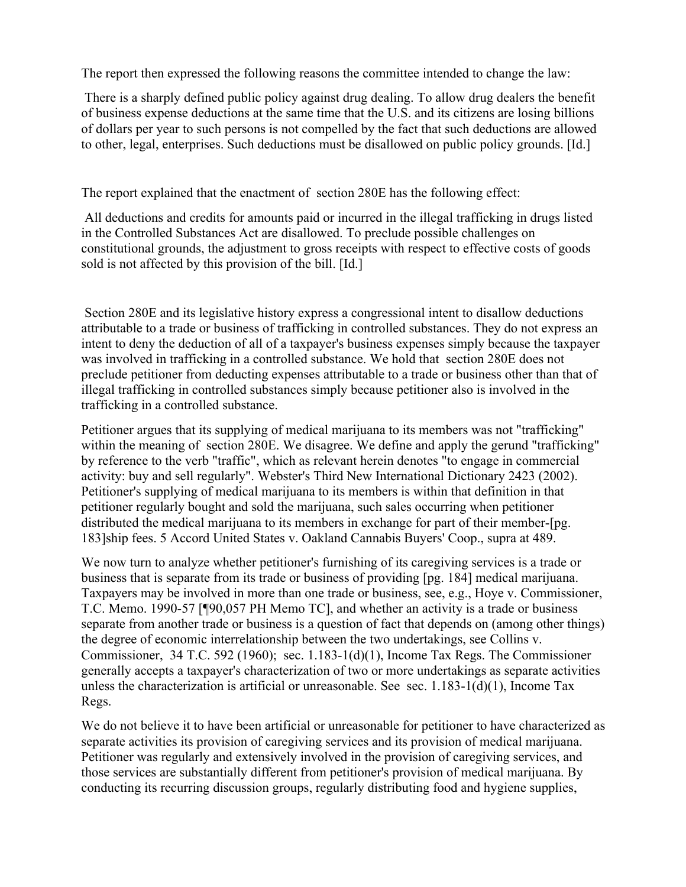The report then expressed the following reasons the committee intended to change the law:

> There is a sharply defined public policy against drug dealing. To allow drug dealers the benefit of business expense deductions at the same time that the U.S. and its citizens are losing billions of dollars per year to such persons is not compelled by the fact that such deductions are allowed to other, legal, enterprises. Such deductions must be disallowed on public policy grounds. [Id.]

The report explained that the enactment of section 280E has the following effect:

> All deductions and credits for amounts paid or incurred in the illegal trafficking in drugs listed in the Controlled Substances Act are disallowed. To preclude possible challenges on constitutional grounds, the adjustment to gross receipts with respect to effective costs of goods sold is not affected by this provision of the bill. [Id.]

Section 280E and its legislative history express a congressional intent to disallow deductions attributable to a trade or business of trafficking in controlled substances. They do not express an intent to deny the deduction of all of a taxpayer's business expenses simply because the taxpayer was involved in trafficking in a controlled substance. We hold that section 280E does not preclude petitioner from deducting expenses attributable to a trade or business other than that of illegal trafficking in controlled substances simply because petitioner also is involved in the trafficking in a controlled substance.

Petitioner argues that its supplying of medical marijuana to its members was not "trafficking" within the meaning of section 280E. We disagree. We define and apply the gerund "trafficking" by reference to the verb "traffic", which as relevant herein denotes "to engage in commercial activity: buy and sell regularly". Webster's Third New International Dictionary 2423 (2002). Petitioner's supplying of medical marijuana to its members is within that definition in that petitioner regularly bought and sold the marijuana, such sales occurring when petitioner distributed the medical marijuana to its members in exchange for part of their member-[pg. 183]ship fees. 5 Accord United States v. Oakland Cannabis Buyers' Coop., supra at 489.

We now turn to analyze whether petitioner's furnishing of its caregiving services is a trade or business that is separate from its trade or business of providing [pg. 184] medical marijuana. Taxpayers may be involved in more than one trade or business, see, e.g., Hoye v. Commissioner, T.C. Memo. 1990-57 [¶90,057 PH Memo TC], and whether an activity is a trade or business separate from another trade or business is a question of fact that depends on (among other things) the degree of economic interrelationship between the two undertakings, see Collins v. Commissioner, 34 T.C. 592 (1960); sec. 1.183-1(d)(1), Income Tax Regs. The Commissioner generally accepts a taxpayer's characterization of two or more undertakings as separate activities unless the characterization is artificial or unreasonable. See sec. 1.183-1(d)(1), Income Tax Regs.

We do not believe it to have been artificial or unreasonable for petitioner to have characterized as separate activities its provision of caregiving services and its provision of medical marijuana. Petitioner was regularly and extensively involved in the provision of caregiving services, and those services are substantially different from petitioner's provision of medical marijuana. By conducting its recurring discussion groups, regularly distributing food and hygiene supplies,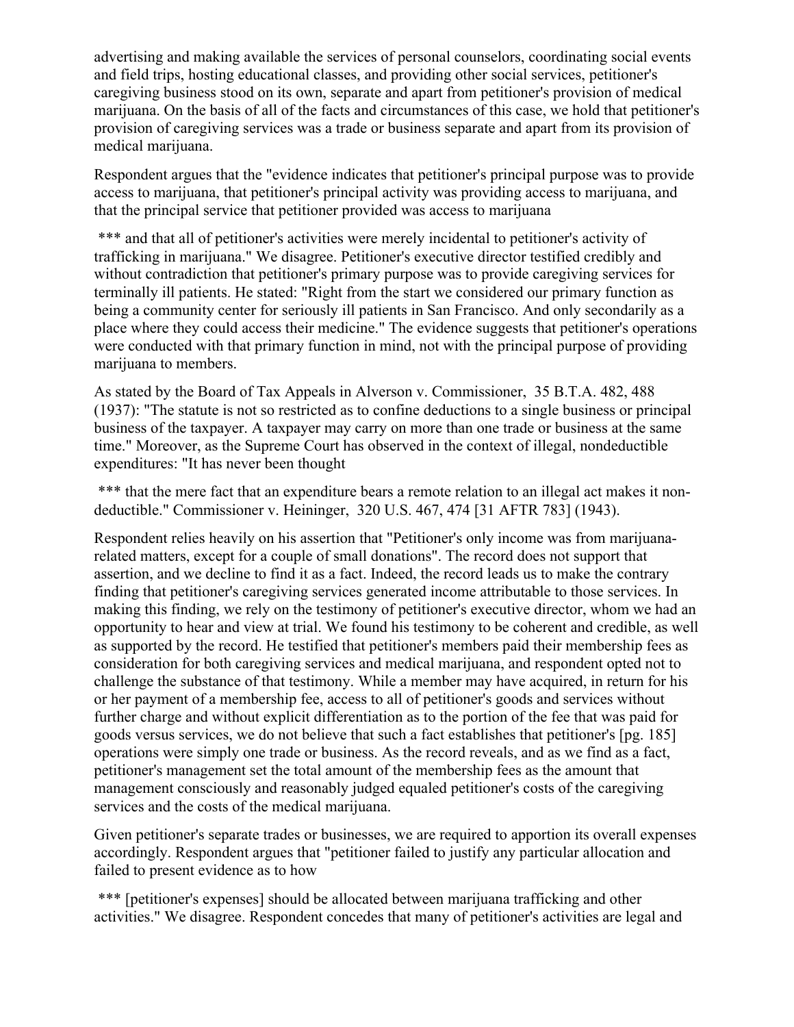advertising and making available the services of personal counselors, coordinating social events and field trips, hosting educational classes, and providing other social services, petitioner's caregiving business stood on its own, separate and apart from petitioner's provision of medical marijuana. On the basis of all of the facts and circumstances of this case, we hold that petitioner's provision of caregiving services was a trade or business separate and apart from its provision of medical marijuana.

Respondent argues that the "evidence indicates that petitioner's principal purpose was to provide access to marijuana, that petitioner's principal activity was providing access to marijuana, and that the principal service that petitioner provided was access to marijuana

*** and that all of petitioner's activities were merely incidental to petitioner's activity of trafficking in marijuana." We disagree. Petitioner's executive director testified credibly and without contradiction that petitioner's primary purpose was to provide caregiving services for terminally ill patients. He stated: "Right from the start we considered our primary function as being a community center for seriously ill patients in San Francisco. And only secondarily as a place where they could access their medicine." The evidence suggests that petitioner's operations were conducted with that primary function in mind, not with the principal purpose of providing marijuana to members.

As stated by the Board of Tax Appeals in Alverson v. Commissioner, 35 B.T.A. 482, 488 (1937): "The statute is not so restricted as to confine deductions to a single business or principal business of the taxpayer. A taxpayer may carry on more than one trade or business at the same time." Moreover, as the Supreme Court has observed in the context of illegal, nondeductible expenditures: "It has never been thought

*** that the mere fact that an expenditure bears a remote relation to an illegal act makes it non-deductible." Commissioner v. Heininger, 320 U.S. 467, 474 [31 AFTR 783] (1943).

Respondent relies heavily on his assertion that "Petitioner's only income was from marijuana-related matters, except for a couple of small donations". The record does not support that assertion, and we decline to find it as a fact. Indeed, the record leads us to make the contrary finding that petitioner's caregiving services generated income attributable to those services. In making this finding, we rely on the testimony of petitioner's executive director, whom we had an opportunity to hear and view at trial. We found his testimony to be coherent and credible, as well as supported by the record. He testified that petitioner's members paid their membership fees as consideration for both caregiving services and medical marijuana, and respondent opted not to challenge the substance of that testimony. While a member may have acquired, in return for his or her payment of a membership fee, access to all of petitioner's goods and services without further charge and without explicit differentiation as to the portion of the fee that was paid for goods versus services, we do not believe that such a fact establishes that petitioner's [pg. 185] operations were simply one trade or business. As the record reveals, and as we find as a fact, petitioner's management set the total amount of the membership fees as the amount that management consciously and reasonably judged equaled petitioner's costs of the caregiving services and the costs of the medical marijuana.

Given petitioner's separate trades or businesses, we are required to apportion its overall expenses accordingly. Respondent argues that "petitioner failed to justify any particular allocation and failed to present evidence as to how

*** [petitioner's expenses] should be allocated between marijuana trafficking and other activities." We disagree. Respondent concedes that many of petitioner's activities are legal and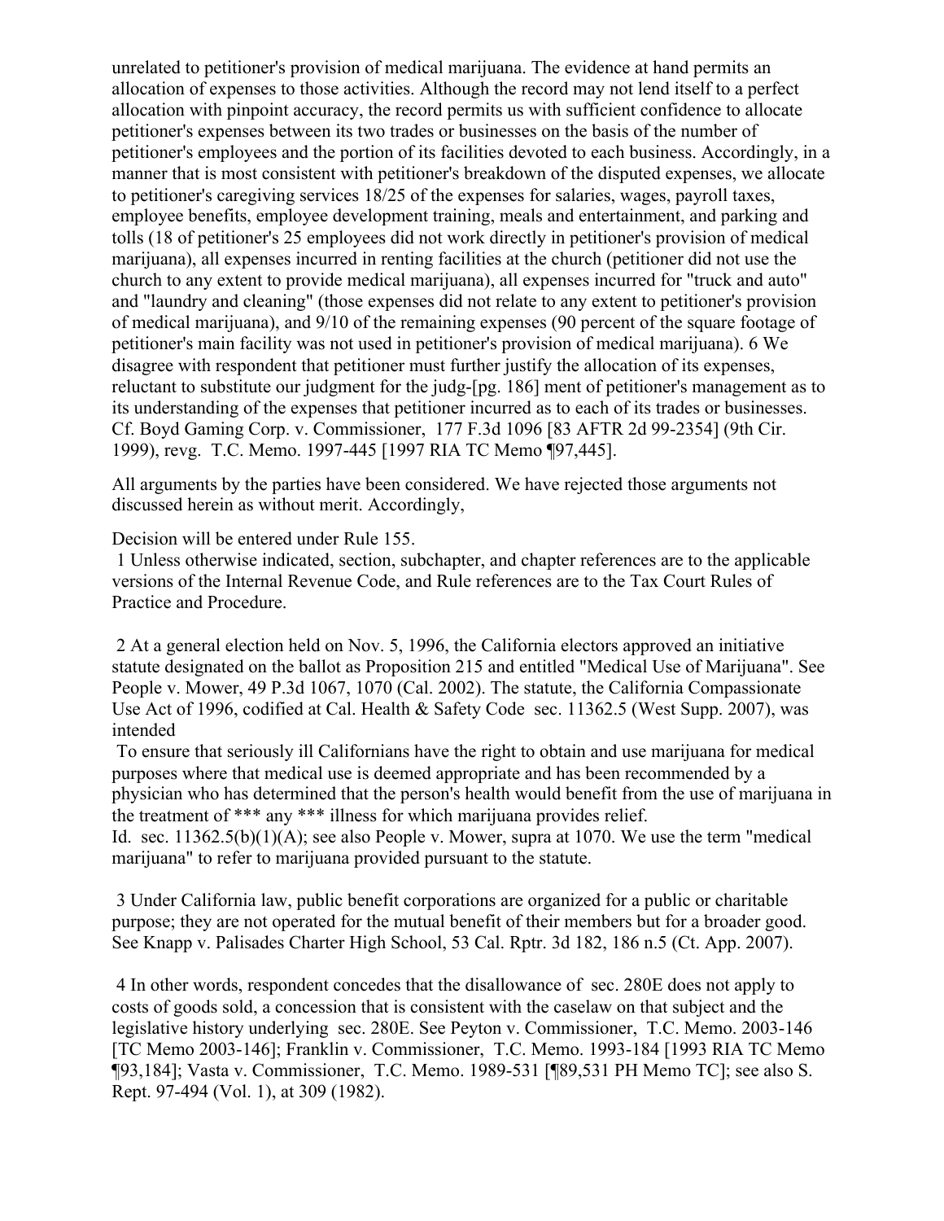unrelated to petitioner's provision of medical marijuana. The evidence at hand permits an allocation of expenses to those activities. Although the record may not lend itself to a perfect allocation with pinpoint accuracy, the record permits us with sufficient confidence to allocate petitioner's expenses between its two trades or businesses on the basis of the number of petitioner's employees and the portion of its facilities devoted to each business. Accordingly, in a manner that is most consistent with petitioner's breakdown of the disputed expenses, we allocate to petitioner's caregiving services 18/25 of the expenses for salaries, wages, payroll taxes, employee benefits, employee development training, meals and entertainment, and parking and tolls (18 of petitioner's 25 employees did not work directly in petitioner's provision of medical marijuana), all expenses incurred in renting facilities at the church (petitioner did not use the church to any extent to provide medical marijuana), all expenses incurred for "truck and auto" and "laundry and cleaning" (those expenses did not relate to any extent to petitioner's provision of medical marijuana), and 9/10 of the remaining expenses (90 percent of the square footage of petitioner's main facility was not used in petitioner's provision of medical marijuana). 6 We disagree with respondent that petitioner must further justify the allocation of its expenses, reluctant to substitute our judgment for the judg-[pg. 186] ment of petitioner's management as to its understanding of the expenses that petitioner incurred as to each of its trades or businesses. Cf. Boyd Gaming Corp. v. Commissioner, 177 F.3d 1096 [83 AFTR 2d 99-2354] (9th Cir. 1999), revg. T.C. Memo. 1997-445 [1997 RIA TC Memo ¶97,445].

All arguments by the parties have been considered. We have rejected those arguments not discussed herein as without merit. Accordingly,

Decision will be entered under Rule 155.

1 Unless otherwise indicated, section, subchapter, and chapter references are to the applicable versions of the Internal Revenue Code, and Rule references are to the Tax Court Rules of Practice and Procedure.

2 At a general election held on Nov. 5, 1996, the California electors approved an initiative statute designated on the ballot as Proposition 215 and entitled "Medical Use of Marijuana". See People v. Mower, 49 P.3d 1067, 1070 (Cal. 2002). The statute, the California Compassionate Use Act of 1996, codified at Cal. Health & Safety Code sec. 11362.5 (West Supp. 2007), was intended

To ensure that seriously ill Californians have the right to obtain and use marijuana for medical purposes where that medical use is deemed appropriate and has been recommended by a physician who has determined that the person's health would benefit from the use of marijuana in the treatment of *** any *** illness for which marijuana provides relief.

Id. sec. 11362.5(b)(1)(A); see also People v. Mower, supra at 1070. We use the term "medical marijuana" to refer to marijuana provided pursuant to the statute.

3 Under California law, public benefit corporations are organized for a public or charitable purpose; they are not operated for the mutual benefit of their members but for a broader good. See Knapp v. Palisades Charter High School, 53 Cal. Rptr. 3d 182, 186 n.5 (Ct. App. 2007).

4 In other words, respondent concedes that the disallowance of sec. 280E does not apply to costs of goods sold, a concession that is consistent with the caselaw on that subject and the legislative history underlying sec. 280E. See Peyton v. Commissioner, T.C. Memo. 2003-146 [TC Memo 2003-146]; Franklin v. Commissioner, T.C. Memo. 1993-184 [1993 RIA TC Memo ¶93,184]; Vasta v. Commissioner, T.C. Memo. 1989-531 [¶89,531 PH Memo TC]; see also S. Rept. 97-494 (Vol. 1), at 309 (1982).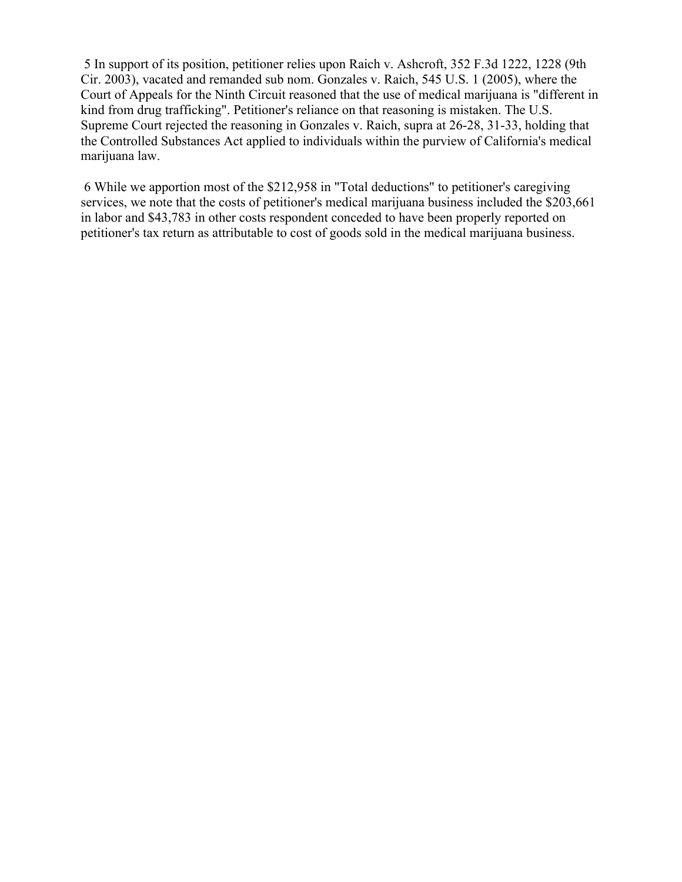5 In support of its position, petitioner relies upon Raich v. Ashcroft, 352 F.3d 1222, 1228 (9th Cir. 2003), vacated and remanded sub nom. Gonzales v. Raich, 545 U.S. 1 (2005), where the Court of Appeals for the Ninth Circuit reasoned that the use of medical marijuana is "different in kind from drug trafficking". Petitioner's reliance on that reasoning is mistaken. The U.S. Supreme Court rejected the reasoning in Gonzales v. Raich, supra at 26-28, 31-33, holding that the Controlled Substances Act applied to individuals within the purview of California's medical marijuana law.

6 While we apportion most of the $212,958 in "Total deductions" to petitioner's caregiving services, we note that the costs of petitioner's medical marijuana business included the $203,661 in labor and $43,783 in other costs respondent conceded to have been properly reported on petitioner's tax return as attributable to cost of goods sold in the medical marijuana business.